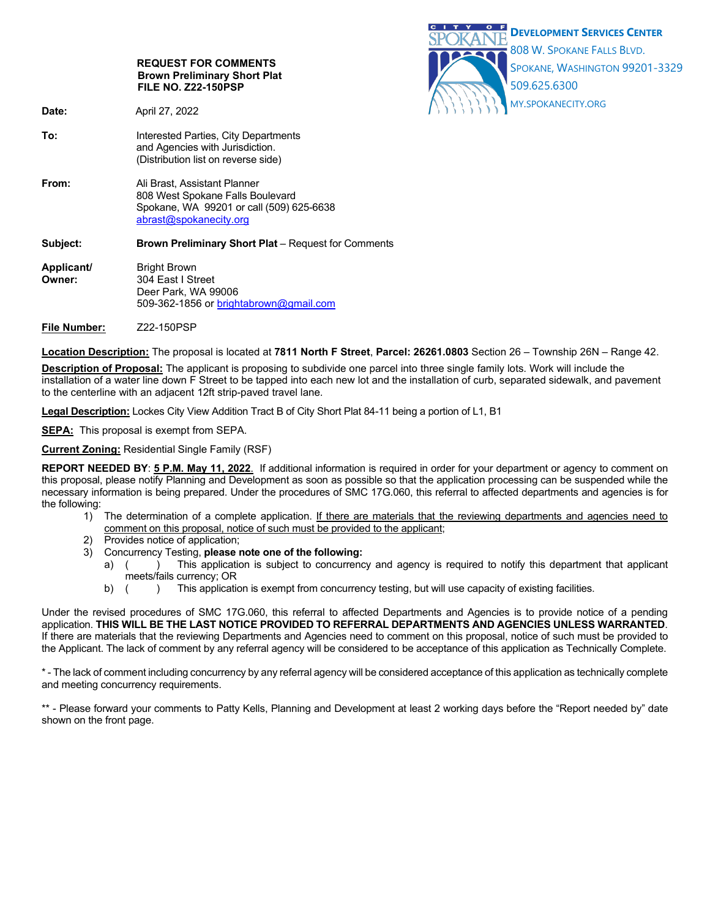**CITY OF SPOKANE**

**DEVELOPMENT SERVICES CENTER**
808 W. SPOKANE FALLS BLVD.
SPOKANE, WASHINGTON 99201-3329
509.625.6300
MY.SPOKANECITY.ORG

**REQUEST FOR COMMENTS**
**Brown Preliminary Short Plat**
**FILE NO. Z22-150PSP**

**Date:** April 27, 2022

**To:** Interested Parties, City Departments and Agencies with Jurisdiction. (Distribution list on reverse side)

**From:** Ali Brast, Assistant Planner
808 West Spokane Falls Boulevard
Spokane, WA 99201 or call (509) 625-6638
abrast@spokanecity.org

**Subject:** **Brown Preliminary Short Plat** – Request for Comments

**Applicant/ Owner:** Bright Brown
304 East I Street
Deer Park, WA 99006
509-362-1856 or brightabrown@gmail.com

**File Number:** Z22-150PSP

**Location Description:** The proposal is located at **7811 North F Street**, **Parcel: 26261.0803** Section 26 – Township 26N – Range 42.

**Description of Proposal:** The applicant is proposing to subdivide one parcel into three single family lots. Work will include the installation of a water line down F Street to be tapped into each new lot and the installation of curb, separated sidewalk, and pavement to the centerline with an adjacent 12ft strip-paved travel lane.

**Legal Description:** Lockes City View Addition Tract B of City Short Plat 84-11 being a portion of L1, B1

**SEPA:** This proposal is exempt from SEPA.

**Current Zoning:** Residential Single Family (RSF)

**REPORT NEEDED BY**: **5 P.M. May 11, 2022**. If additional information is required in order for your department or agency to comment on this proposal, please notify Planning and Development as soon as possible so that the application processing can be suspended while the necessary information is being prepared. Under the procedures of SMC 17G.060, this referral to affected departments and agencies is for the following:

1) The determination of a complete application. If there are materials that the reviewing departments and agencies need to comment on this proposal, notice of such must be provided to the applicant;
2) Provides notice of application;
3) Concurrency Testing, **please note one of the following:**
   a) (   ) This application is subject to concurrency and agency is required to notify this department that applicant meets/fails currency; OR
   b) (   ) This application is exempt from concurrency testing, but will use capacity of existing facilities.

Under the revised procedures of SMC 17G.060, this referral to affected Departments and Agencies is to provide notice of a pending application. **THIS WILL BE THE LAST NOTICE PROVIDED TO REFERRAL DEPARTMENTS AND AGENCIES UNLESS WARRANTED**. If there are materials that the reviewing Departments and Agencies need to comment on this proposal, notice of such must be provided to the Applicant. The lack of comment by any referral agency will be considered to be acceptance of this application as Technically Complete.

* - The lack of comment including concurrency by any referral agency will be considered acceptance of this application as technically complete and meeting concurrency requirements.

** - Please forward your comments to Patty Kells, Planning and Development at least 2 working days before the "Report needed by" date shown on the front page.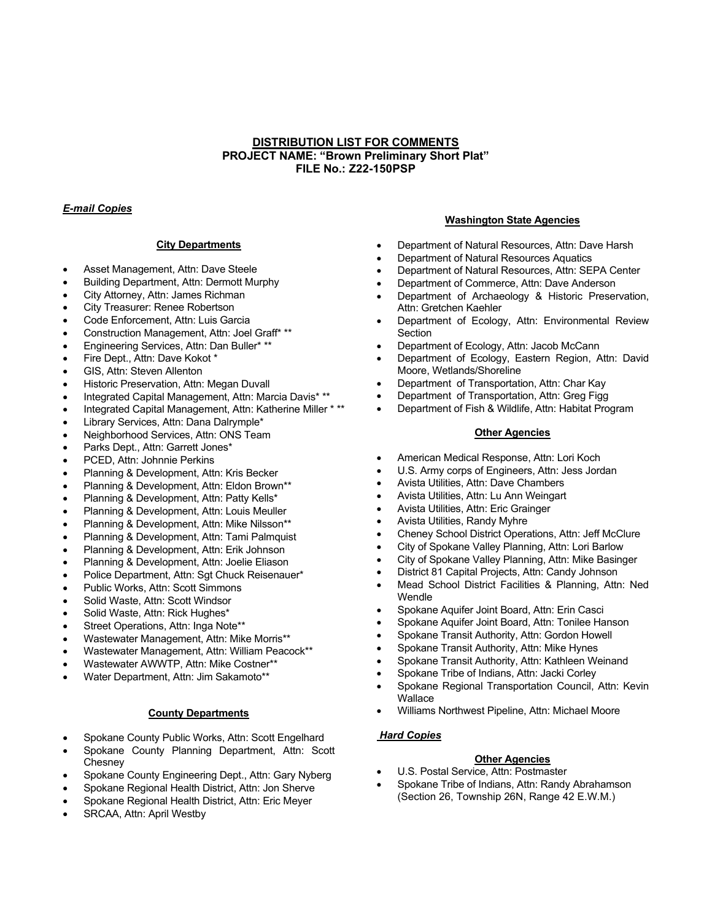## DISTRIBUTION LIST FOR COMMENTS
## PROJECT NAME: "Brown Preliminary Short Plat"
## FILE No.: Z22-150PSP

***E-mail Copies***

**City Departments**

- Asset Management, Attn: Dave Steele
- Building Department, Attn: Dermott Murphy
- City Attorney, Attn: James Richman
- City Treasurer: Renee Robertson
- Code Enforcement, Attn: Luis Garcia
- Construction Management, Attn: Joel Graff* **
- Engineering Services, Attn: Dan Buller* **
- Fire Dept., Attn: Dave Kokot *
- GIS, Attn: Steven Allenton
- Historic Preservation, Attn: Megan Duvall
- Integrated Capital Management, Attn: Marcia Davis* **
- Integrated Capital Management, Attn: Katherine Miller * **
- Library Services, Attn: Dana Dalrymple*
- Neighborhood Services, Attn: ONS Team
- Parks Dept., Attn: Garrett Jones*
- PCED, Attn: Johnnie Perkins
- Planning & Development, Attn: Kris Becker
- Planning & Development, Attn: Eldon Brown**
- Planning & Development, Attn: Patty Kells*
- Planning & Development, Attn: Louis Meuller
- Planning & Development, Attn: Mike Nilsson**
- Planning & Development, Attn: Tami Palmquist
- Planning & Development, Attn: Erik Johnson
- Planning & Development, Attn: Joelie Eliason
- Police Department, Attn: Sgt Chuck Reisenauer*
- Public Works, Attn: Scott Simmons
- Solid Waste, Attn: Scott Windsor
- Solid Waste, Attn: Rick Hughes*
- Street Operations, Attn: Inga Note**
- Wastewater Management, Attn: Mike Morris**
- Wastewater Management, Attn: William Peacock**
- Wastewater AWWTP, Attn: Mike Costner**
- Water Department, Attn: Jim Sakamoto**

**County Departments**

- Spokane County Public Works, Attn: Scott Engelhard
- Spokane County Planning Department, Attn: Scott Chesney
- Spokane County Engineering Dept., Attn: Gary Nyberg
- Spokane Regional Health District, Attn: Jon Sherve
- Spokane Regional Health District, Attn: Eric Meyer
- SRCAA, Attn: April Westby

**Washington State Agencies**

- Department of Natural Resources, Attn: Dave Harsh
- Department of Natural Resources Aquatics
- Department of Natural Resources, Attn: SEPA Center
- Department of Commerce, Attn: Dave Anderson
- Department of Archaeology & Historic Preservation, Attn: Gretchen Kaehler
- Department of Ecology, Attn: Environmental Review Section
- Department of Ecology, Attn: Jacob McCann
- Department of Ecology, Eastern Region, Attn: David Moore, Wetlands/Shoreline
- Department of Transportation, Attn: Char Kay
- Department of Transportation, Attn: Greg Figg
- Department of Fish & Wildlife, Attn: Habitat Program

**Other Agencies**

- American Medical Response, Attn: Lori Koch
- U.S. Army corps of Engineers, Attn: Jess Jordan
- Avista Utilities, Attn: Dave Chambers
- Avista Utilities, Attn: Lu Ann Weingart
- Avista Utilities, Attn: Eric Grainger
- Avista Utilities, Randy Myhre
- Cheney School District Operations, Attn: Jeff McClure
- City of Spokane Valley Planning, Attn: Lori Barlow
- City of Spokane Valley Planning, Attn: Mike Basinger
- District 81 Capital Projects, Attn: Candy Johnson
- Mead School District Facilities & Planning, Attn: Ned Wendle
- Spokane Aquifer Joint Board, Attn: Erin Casci
- Spokane Aquifer Joint Board, Attn: Tonilee Hanson
- Spokane Transit Authority, Attn: Gordon Howell
- Spokane Transit Authority, Attn: Mike Hynes
- Spokane Transit Authority, Attn: Kathleen Weinand
- Spokane Tribe of Indians, Attn: Jacki Corley
- Spokane Regional Transportation Council, Attn: Kevin Wallace
- Williams Northwest Pipeline, Attn: Michael Moore

***Hard Copies***

**Other Agencies**

- U.S. Postal Service, Attn: Postmaster
- Spokane Tribe of Indians, Attn: Randy Abrahamson (Section 26, Township 26N, Range 42 E.W.M.)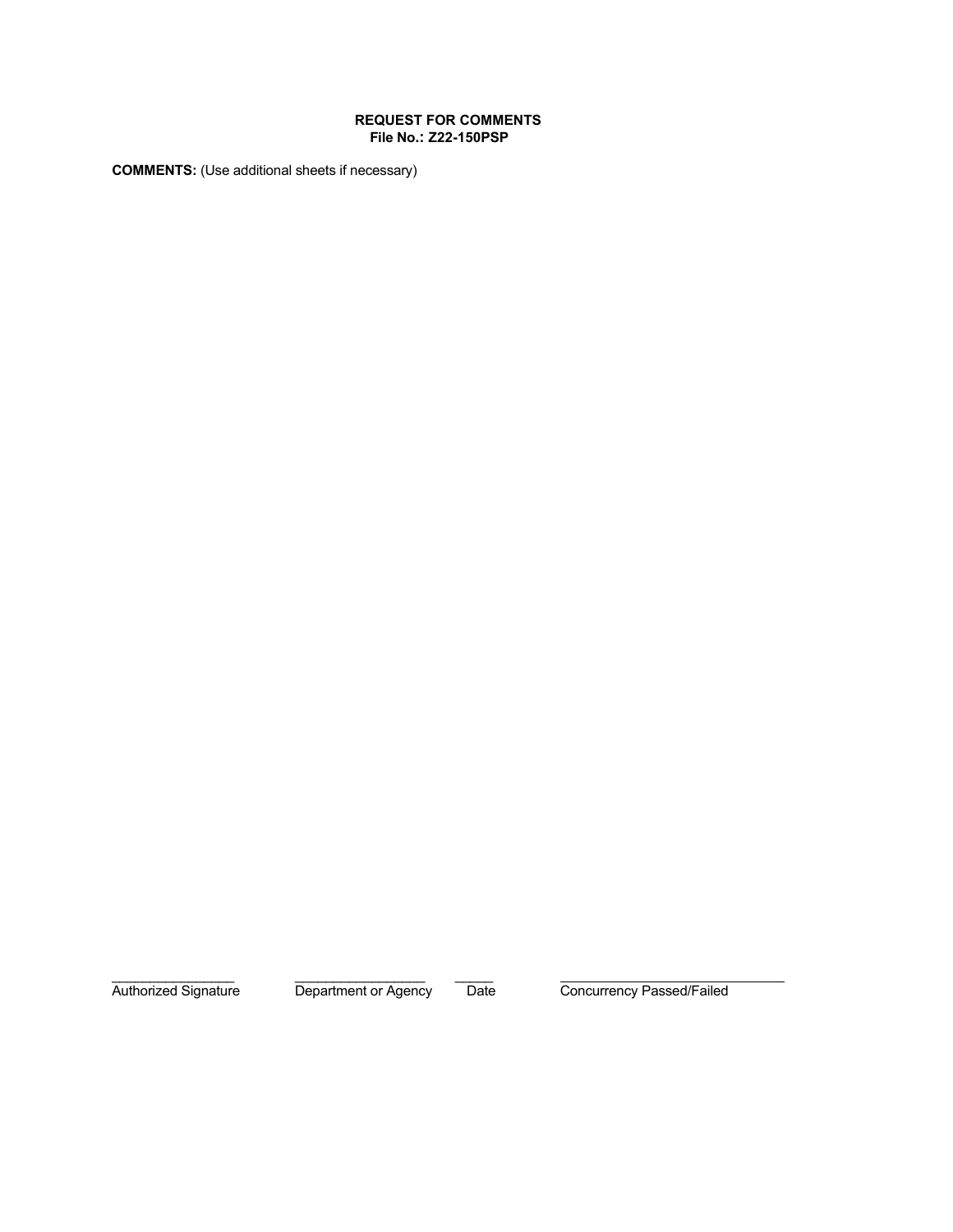**REQUEST FOR COMMENTS**
**File No.: Z22-150PSP**

**COMMENTS:** (Use additional sheets if necessary)

_________________ Authorized Signature

__________________ Department or Agency

______ Date

________________________________ Concurrency Passed/Failed